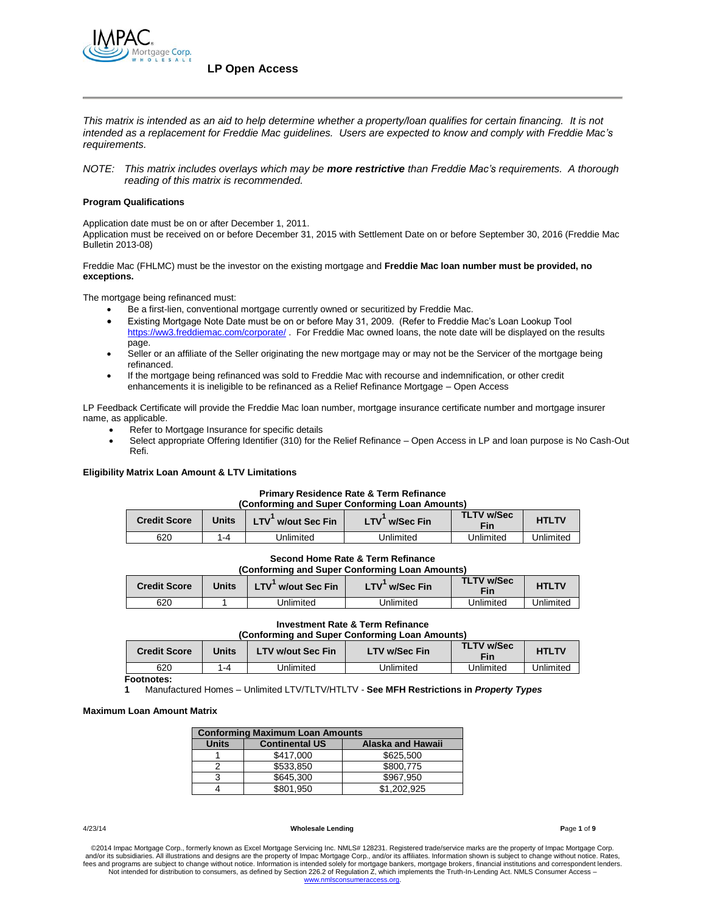# LP Open Access

*This matrix is intended as an aid to help determine whether a property/loan qualifies for certain financing. It is not intended as a replacement for Freddie Mac guidelines. Users are expected to know and comply with Freddie Mac's requirements.*

*NOTE: This matrix includes overlays which may be **more restrictive** than Freddie Mac's requirements. A thorough reading of this matrix is recommended.*

**Program Qualifications**

Application date must be on or after December 1, 2011.
Application must be received on or before December 31, 2015 with Settlement Date on or before September 30, 2016 (Freddie Mac Bulletin 2013-08)

Freddie Mac (FHLMC) must be the investor on the existing mortgage and **Freddie Mac loan number must be provided, no exceptions.**

The mortgage being refinanced must:

- Be a first-lien, conventional mortgage currently owned or securitized by Freddie Mac.
- Existing Mortgage Note Date must be on or before May 31, 2009. (Refer to Freddie Mac's Loan Lookup Tool https://ww3.freddiemac.com/corporate/ . For Freddie Mac owned loans, the note date will be displayed on the results page.
- Seller or an affiliate of the Seller originating the new mortgage may or may not be the Servicer of the mortgage being refinanced.
- If the mortgage being refinanced was sold to Freddie Mac with recourse and indemnification, or other credit enhancements it is ineligible to be refinanced as a Relief Refinance Mortgage – Open Access

LP Feedback Certificate will provide the Freddie Mac loan number, mortgage insurance certificate number and mortgage insurer name, as applicable.

- Refer to Mortgage Insurance for specific details
- Select appropriate Offering Identifier (310) for the Relief Refinance – Open Access in LP and loan purpose is No Cash-Out Refi.

**Eligibility Matrix Loan Amount & LTV Limitations**

**Primary Residence Rate & Term Refinance**
**(Conforming and Super Conforming Loan Amounts)**

| Credit Score | Units | LTV[1] w/out Sec Fin | LTV[1] w/Sec Fin | TLTV w/Sec Fin | HTLTV |
|---|---|---|---|---|---|
| 620 | 1-4 | Unlimited | Unlimited | Unlimited | Unlimited |

**Second Home Rate & Term Refinance**
**(Conforming and Super Conforming Loan Amounts)**

| Credit Score | Units | LTV[1] w/out Sec Fin | LTV[1] w/Sec Fin | TLTV w/Sec Fin | HTLTV |
|---|---|---|---|---|---|
| 620 | 1 | Unlimited | Unlimited | Unlimited | Unlimited |

**Investment Rate & Term Refinance**
**(Conforming and Super Conforming Loan Amounts)**

| Credit Score | Units | LTV w/out Sec Fin | LTV w/Sec Fin | TLTV w/Sec Fin | HTLTV |
|---|---|---|---|---|---|
| 620 | 1-4 | Unlimited | Unlimited | Unlimited | Unlimited |

**Footnotes:**

**1** Manufactured Homes – Unlimited LTV/TLTV/HTLTV - **See MFH Restrictions in *Property Types***

**Maximum Loan Amount Matrix**

| Conforming Maximum Loan Amounts | | |
|---|---|---|
| **Units** | **Continental US** | **Alaska and Hawaii** |
| 1 | $417,000 | $625,500 |
| 2 | $533,850 | $800,775 |
| 3 | $645,300 | $967,950 |
| 4 | $801,950 | $1,202,925 |

4/23/14 Wholesale Lending

©2014 Impac Mortgage Corp., formerly known as Excel Mortgage Servicing Inc. NMLS# 128231. Registered trade/service marks are the property of Impac Mortgage Corp. and/or its subsidiaries. All illustrations and designs are the property of Impac Mortgage Corp., and/or its affiliates. Information shown is subject to change without notice. Rates, fees and programs are subject to change without notice. Information is intended solely for mortgage bankers, mortgage brokers, financial institutions and correspondent lenders. Not intended for distribution to consumers, as defined by Section 226.2 of Regulation Z, which implements the Truth-In-Lending Act. NMLS Consumer Access – www.nmlsconsumeraccess.org.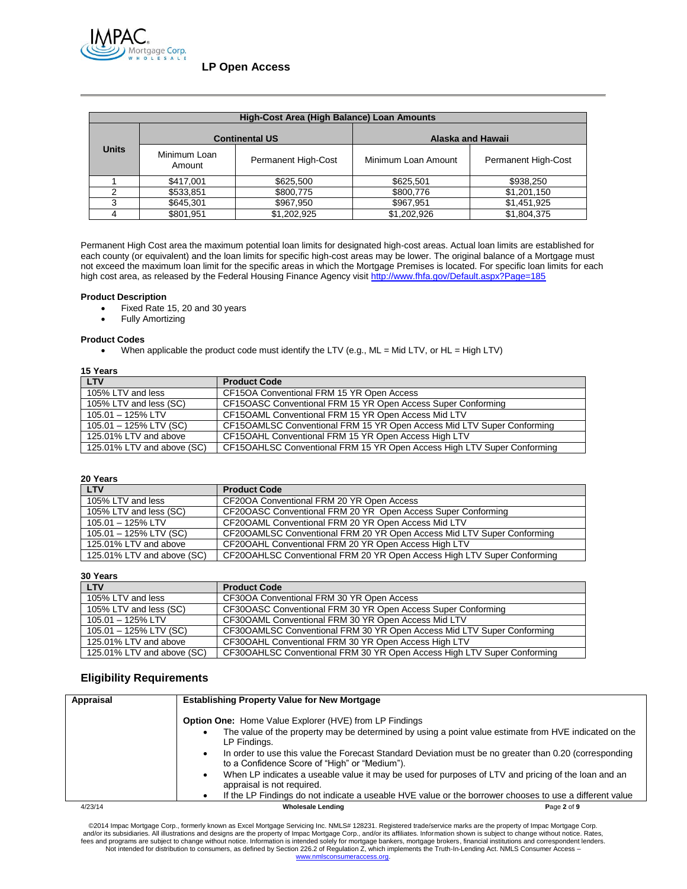## LP Open Access

| High-Cost Area (High Balance) Loan Amounts | | | | |
|---|---|---|---|---|
| Units | Continental US | | Alaska and Hawaii | |
| | Minimum Loan Amount | Permanent High-Cost | Minimum Loan Amount | Permanent High-Cost |
| 1 | $417,001 | $625,500 | $625,501 | $938,250 |
| 2 | $533,851 | $800,775 | $800,776 | $1,201,150 |
| 3 | $645,301 | $967,950 | $967,951 | $1,451,925 |
| 4 | $801,951 | $1,202,925 | $1,202,926 | $1,804,375 |

Permanent High Cost area the maximum potential loan limits for designated high-cost areas. Actual loan limits are established for each county (or equivalent) and the loan limits for specific high-cost areas may be lower. The original balance of a Mortgage must not exceed the maximum loan limit for the specific areas in which the Mortgage Premises is located. For specific loan limits for each high cost area, as released by the Federal Housing Finance Agency visit http://www.fhfa.gov/Default.aspx?Page=185

**Product Description**

- Fixed Rate 15, 20 and 30 years
- Fully Amortizing

**Product Codes**

- When applicable the product code must identify the LTV (e.g., ML = Mid LTV, or HL = High LTV)

**15 Years**

| LTV | Product Code |
|---|---|
| 105% LTV and less | CF15OA Conventional FRM 15 YR Open Access |
| 105% LTV and less (SC) | CF15OASC Conventional FRM 15 YR Open Access Super Conforming |
| 105.01 – 125% LTV | CF15OAML Conventional FRM 15 YR Open Access Mid LTV |
| 105.01 – 125% LTV (SC) | CF15OAMLSC Conventional FRM 15 YR Open Access Mid LTV Super Conforming |
| 125.01% LTV and above | CF15OAHL Conventional FRM 15 YR Open Access High LTV |
| 125.01% LTV and above (SC) | CF15OAHLSC Conventional FRM 15 YR Open Access High LTV Super Conforming |

**20 Years**

| LTV | Product Code |
|---|---|
| 105% LTV and less | CF20OA Conventional FRM 20 YR Open Access |
| 105% LTV and less (SC) | CF20OASC Conventional FRM 20 YR Open Access Super Conforming |
| 105.01 – 125% LTV | CF20OAML Conventional FRM 20 YR Open Access Mid LTV |
| 105.01 – 125% LTV (SC) | CF20OAMLSC Conventional FRM 20 YR Open Access Mid LTV Super Conforming |
| 125.01% LTV and above | CF20OAHL Conventional FRM 20 YR Open Access High LTV |
| 125.01% LTV and above (SC) | CF20OAHLSC Conventional FRM 20 YR Open Access High LTV Super Conforming |

**30 Years**

| LTV | Product Code |
|---|---|
| 105% LTV and less | CF30OA Conventional FRM 30 YR Open Access |
| 105% LTV and less (SC) | CF30OASC Conventional FRM 30 YR Open Access Super Conforming |
| 105.01 – 125% LTV | CF30OAML Conventional FRM 30 YR Open Access Mid LTV |
| 105.01 – 125% LTV (SC) | CF30OAMLSC Conventional FRM 30 YR Open Access Mid LTV Super Conforming |
| 125.01% LTV and above | CF30OAHL Conventional FRM 30 YR Open Access High LTV |
| 125.01% LTV and above (SC) | CF30OAHLSC Conventional FRM 30 YR Open Access High LTV Super Conforming |

## Eligibility Requirements

| Appraisal | Establishing Property Value for New Mortgage |
|---|---|
| | **Option One:** Home Value Explorer (HVE) from LP Findings<br>• The value of the property may be determined by using a point value estimate from HVE indicated on the LP Findings.<br>• In order to use this value the Forecast Standard Deviation must be no greater than 0.20 (corresponding to a Confidence Score of "High" or "Medium").<br>• When LP indicates a useable value it may be used for purposes of LTV and pricing of the loan and an appraisal is not required.<br>• If the LP Findings do not indicate a useable HVE value or the borrower chooses to use a different value |

4/23/14 Wholesale Lending

©2014 Impac Mortgage Corp., formerly known as Excel Mortgage Servicing Inc. NMLS# 128231. Registered trade/service marks are the property of Impac Mortgage Corp. and/or its subsidiaries. All illustrations and designs are the property of Impac Mortgage Corp., and/or its affiliates. Information shown is subject to change without notice. Rates, fees and programs are subject to change without notice. Information is intended solely for mortgage bankers, mortgage brokers, financial institutions and correspondent lenders. Not intended for distribution to consumers, as defined by Section 226.2 of Regulation Z, which implements the Truth-In-Lending Act. NMLS Consumer Access – www.nmlsconsumeraccess.org.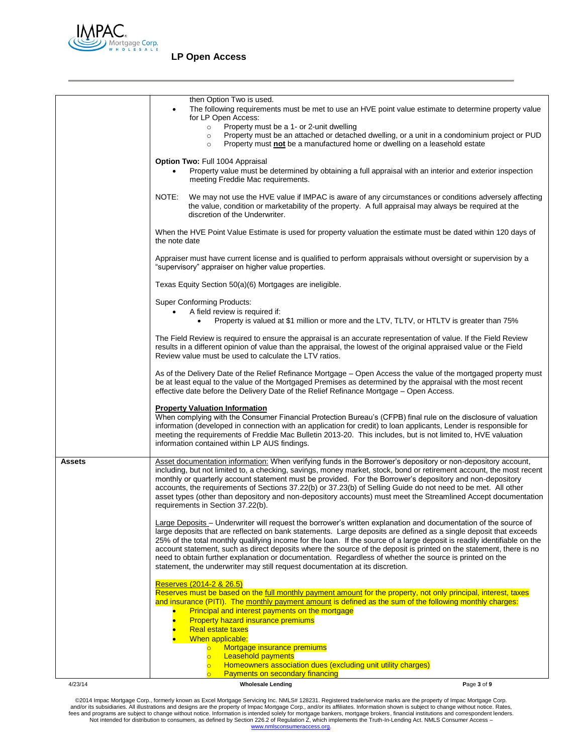| | |
|---|---|
| | then Option Two is used.<br>• The following requirements must be met to use an HVE point value estimate to determine property value for LP Open Access:<br>  ○ Property must be a 1- or 2-unit dwelling<br>  ○ Property must be an attached or detached dwelling, or a unit in a condominium project or PUD<br>  ○ Property must **not** be a manufactured home or dwelling on a leasehold estate<br><br>**Option Two:** Full 1004 Appraisal<br>• Property value must be determined by obtaining a full appraisal with an interior and exterior inspection meeting Freddie Mac requirements.<br><br>NOTE: We may not use the HVE value if IMPAC is aware of any circumstances or conditions adversely affecting the value, condition or marketability of the property. A full appraisal may always be required at the discretion of the Underwriter.<br><br>When the HVE Point Value Estimate is used for property valuation the estimate must be dated within 120 days of the note date<br><br>Appraiser must have current license and is qualified to perform appraisals without oversight or supervision by a "supervisory" appraiser on higher value properties.<br><br>Texas Equity Section 50(a)(6) Mortgages are ineligible.<br><br>Super Conforming Products:<br>• A field review is required if:<br>  • Property is valued at $1 million or more and the LTV, TLTV, or HTLTV is greater than 75%<br><br>The Field Review is required to ensure the appraisal is an accurate representation of value. If the Field Review results in a different opinion of value than the appraisal, the lowest of the original appraised value or the Field Review value must be used to calculate the LTV ratios.<br><br>As of the Delivery Date of the Relief Refinance Mortgage – Open Access the value of the mortgaged property must be at least equal to the value of the Mortgaged Premises as determined by the appraisal with the most recent effective date before the Delivery Date of the Relief Refinance Mortgage – Open Access.<br><br>**Property Valuation Information**<br>When complying with the Consumer Financial Protection Bureau's (CFPB) final rule on the disclosure of valuation information (developed in connection with an application for credit) to loan applicants, Lender is responsible for meeting the requirements of Freddie Mac Bulletin 2013-20. This includes, but is not limited to, HVE valuation information contained within LP AUS findings. |
| **Assets** | Asset documentation information: When verifying funds in the Borrower's depository or non-depository account, including, but not limited to, a checking, savings, money market, stock, bond or retirement account, the most recent monthly or quarterly account statement must be provided. For the Borrower's depository and non-depository accounts, the requirements of Sections 37.22(b) or 37.23(b) of Selling Guide do not need to be met. All other asset types (other than depository and non-depository accounts) must meet the Streamlined Accept documentation requirements in Section 37.22(b).<br><br>Large Deposits – Underwriter will request the borrower's written explanation and documentation of the source of large deposits that are reflected on bank statements. Large deposits are defined as a single deposit that exceeds 25% of the total monthly qualifying income for the loan. If the source of a large deposit is readily identifiable on the account statement, such as direct deposits where the source of the deposit is printed on the statement, there is no need to obtain further explanation or documentation. Regardless of whether the source is printed on the statement, the underwriter may still request documentation at its discretion.<br><br>Reserves (2014-2 & 26.5)<br>Reserves must be based on the full monthly payment amount for the property, not only principal, interest, taxes and insurance (PITI). The monthly payment amount is defined as the sum of the following monthly charges:<br>• Principal and interest payments on the mortgage<br>• Property hazard insurance premiums<br>• Real estate taxes<br>• When applicable:<br>  ○ Mortgage insurance premiums<br>  ○ Leasehold payments<br>  ○ Homeowners association dues (excluding unit utility charges)<br>  ○ Payments on secondary financing |

©2014 Impac Mortgage Corp., formerly known as Excel Mortgage Servicing Inc. NMLS# 128231. Registered trade/service marks are the property of Impac Mortgage Corp. and/or its subsidiaries. All illustrations and designs are the property of Impac Mortgage Corp., and/or its affiliates. Information shown is subject to change without notice. Rates, fees and programs are subject to change without notice. Information is intended solely for mortgage bankers, mortgage brokers, financial institutions and correspondent lenders. Not intended for distribution to consumers, as defined by Section 226.2 of Regulation Z, which implements the Truth-In-Lending Act. NMLS Consumer Access – www.nmlsconsumeraccess.org.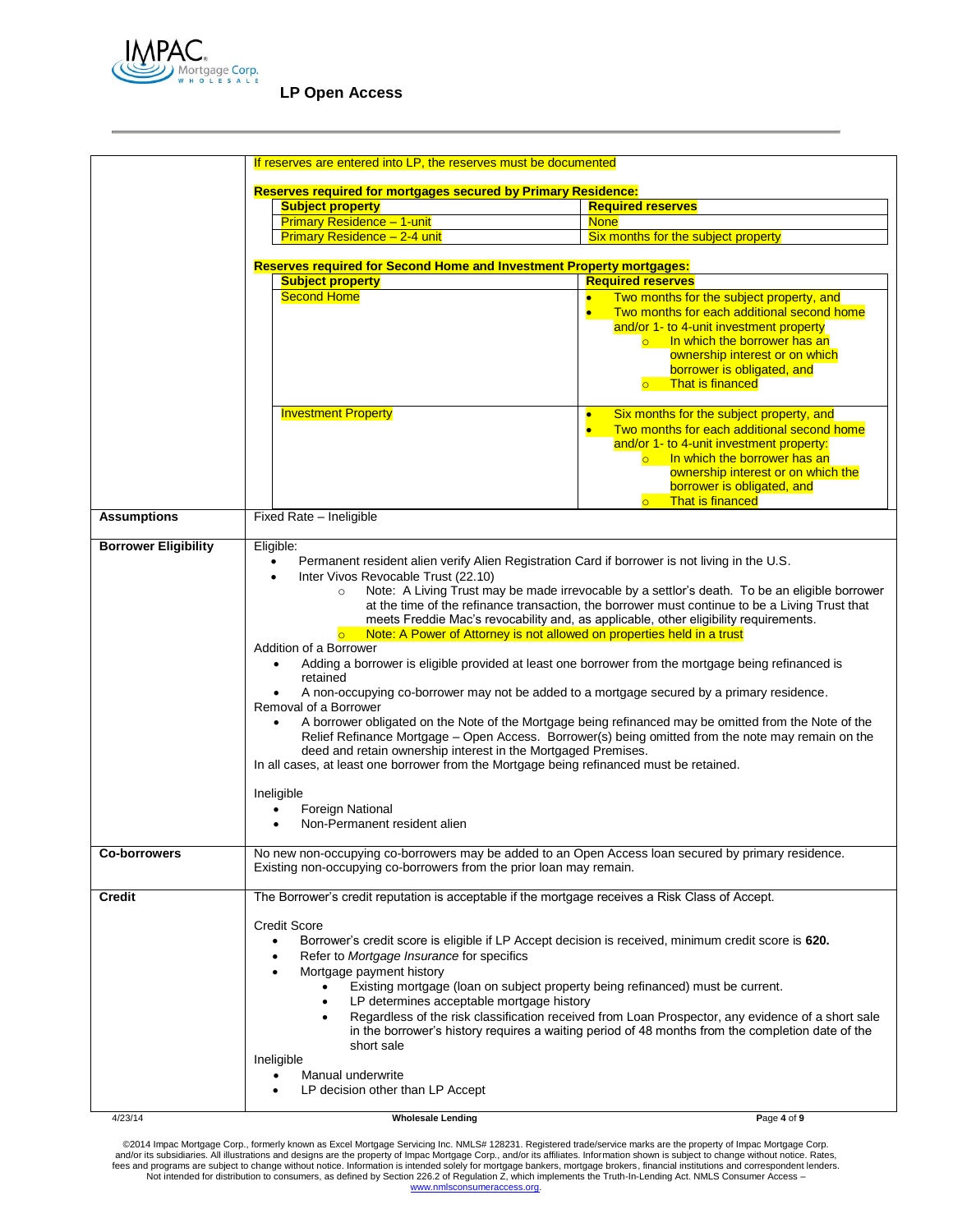| | |
|---|---|
| | If reserves are entered into LP, the reserves must be documented<br><br>**Reserves required for mortgages secured by Primary Residence:**<br><br>**Subject property** / **Required reserves**<br>Primary Residence – 1-unit: None<br>Primary Residence – 2-4 unit: Six months for the subject property<br><br>**Reserves required for Second Home and Investment Property mortgages:**<br><br>**Subject property** / **Required reserves**<br>Second Home:<br>• Two months for the subject property, and<br>• Two months for each additional second home and/or 1- to 4-unit investment property<br>  ○ In which the borrower has an ownership interest or on which borrower is obligated, and<br>  ○ That is financed<br><br>Investment Property:<br>• Six months for the subject property, and<br>• Two months for each additional second home and/or 1- to 4-unit investment property:<br>  ○ In which the borrower has an ownership interest or on which the borrower is obligated, and<br>  ○ That is financed |
| **Assumptions** | Fixed Rate – Ineligible |
| **Borrower Eligibility** | Eligible:<br>• Permanent resident alien verify Alien Registration Card if borrower is not living in the U.S.<br>• Inter Vivos Revocable Trust (22.10)<br>  ○ Note: A Living Trust may be made irrevocable by a settlor's death. To be an eligible borrower at the time of the refinance transaction, the borrower must continue to be a Living Trust that meets Freddie Mac's revocability and, as applicable, other eligibility requirements.<br>  ○ Note: A Power of Attorney is not allowed on properties held in a trust<br><br>Addition of a Borrower<br>• Adding a borrower is eligible provided at least one borrower from the mortgage being refinanced is retained<br>• A non-occupying co-borrower may not be added to a mortgage secured by a primary residence.<br><br>Removal of a Borrower<br>• A borrower obligated on the Note of the Mortgage being refinanced may be omitted from the Note of the Relief Refinance Mortgage – Open Access. Borrower(s) being omitted from the note may remain on the deed and retain ownership interest in the Mortgaged Premises.<br><br>In all cases, at least one borrower from the Mortgage being refinanced must be retained.<br><br>Ineligible<br>• Foreign National<br>• Non-Permanent resident alien |
| **Co-borrowers** | No new non-occupying co-borrowers may be added to an Open Access loan secured by primary residence. Existing non-occupying co-borrowers from the prior loan may remain. |
| **Credit** | The Borrower's credit reputation is acceptable if the mortgage receives a Risk Class of Accept.<br><br>Credit Score<br>• Borrower's credit score is eligible if LP Accept decision is received, minimum credit score is **620.**<br>• Refer to *Mortgage Insurance* for specifics<br>• Mortgage payment history<br>  • Existing mortgage (loan on subject property being refinanced) must be current.<br>  • LP determines acceptable mortgage history<br>  • Regardless of the risk classification received from Loan Prospector, any evidence of a short sale in the borrower's history requires a waiting period of 48 months from the completion date of the short sale<br><br>Ineligible<br>• Manual underwrite<br>• LP decision other than LP Accept |

4/23/14 Wholesale Lending

©2014 Impac Mortgage Corp., formerly known as Excel Mortgage Servicing Inc. NMLS# 128231. Registered trade/service marks are the property of Impac Mortgage Corp. and/or its subsidiaries. All illustrations and designs are the property of Impac Mortgage Corp., and/or its affiliates. Information shown is subject to change without notice. Rates, fees and programs are subject to change without notice. Information is intended solely for mortgage bankers, mortgage brokers, financial institutions and correspondent lenders. Not intended for distribution to consumers, as defined by Section 226.2 of Regulation Z, which implements the Truth-In-Lending Act. NMLS Consumer Access – www.nmlsconsumeraccess.org.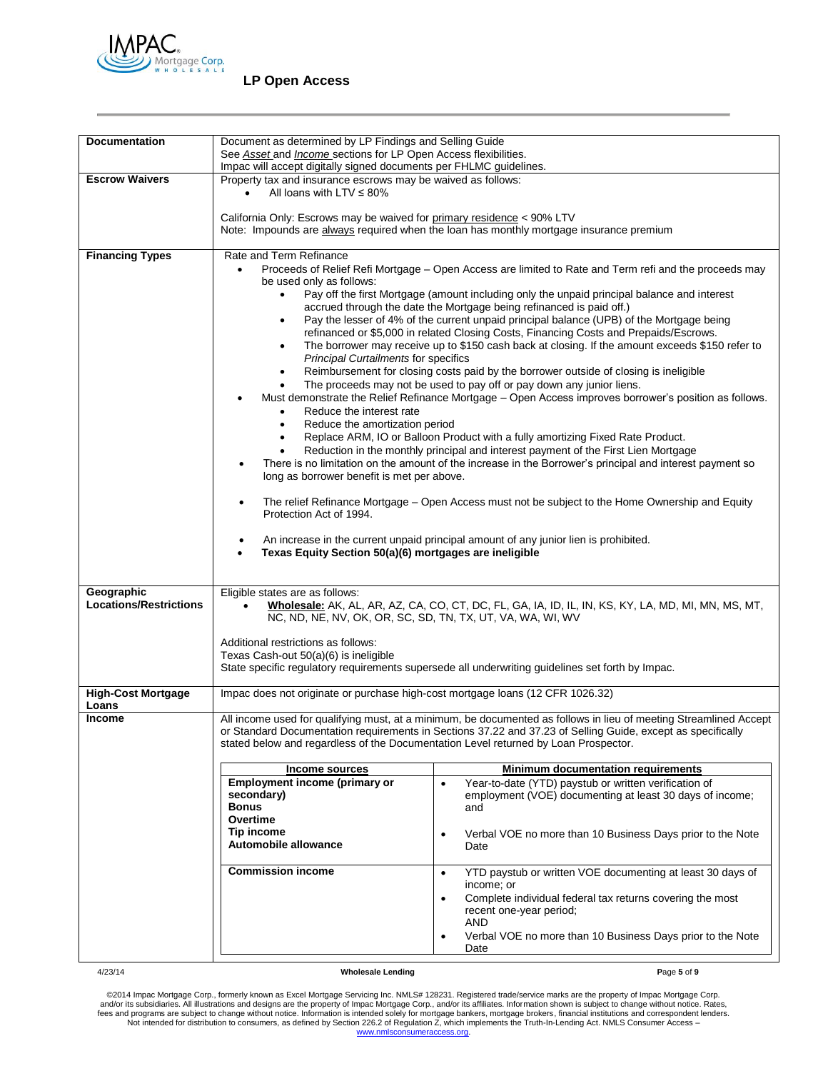## LP Open Access

| | |
|---|---|
| **Documentation** | Document as determined by LP Findings and Selling Guide<br>See *Asset* and *Income* sections for LP Open Access flexibilities.<br>Impac will accept digitally signed documents per FHLMC guidelines. |
| **Escrow Waivers** | Property tax and insurance escrows may be waived as follows:<br>• All loans with LTV ≤ 80%<br><br>California Only: Escrows may be waived for primary residence < 90% LTV<br>Note: Impounds are always required when the loan has monthly mortgage insurance premium |
| **Financing Types** | Rate and Term Refinance<br>• Proceeds of Relief Refi Mortgage – Open Access are limited to Rate and Term refi and the proceeds may be used only as follows:<br>&nbsp;&nbsp;◦ Pay off the first Mortgage (amount including only the unpaid principal balance and interest accrued through the date the Mortgage being refinanced is paid off.)<br>&nbsp;&nbsp;◦ Pay the lesser of 4% of the current unpaid principal balance (UPB) of the Mortgage being refinanced or $5,000 in related Closing Costs, Financing Costs and Prepaids/Escrows.<br>&nbsp;&nbsp;◦ The borrower may receive up to $150 cash back at closing. If the amount exceeds $150 refer to *Principal Curtailments* for specifics<br>&nbsp;&nbsp;◦ Reimbursement for closing costs paid by the borrower outside of closing is ineligible<br>&nbsp;&nbsp;◦ The proceeds may not be used to pay off or pay down any junior liens.<br>• Must demonstrate the Relief Refinance Mortgage – Open Access improves borrower's position as follows.<br>&nbsp;&nbsp;◦ Reduce the interest rate<br>&nbsp;&nbsp;◦ Reduce the amortization period<br>&nbsp;&nbsp;◦ Replace ARM, IO or Balloon Product with a fully amortizing Fixed Rate Product.<br>&nbsp;&nbsp;◦ Reduction in the monthly principal and interest payment of the First Lien Mortgage<br>• There is no limitation on the amount of the increase in the Borrower's principal and interest payment so long as borrower benefit is met per above.<br><br>• The relief Refinance Mortgage – Open Access must not be subject to the Home Ownership and Equity Protection Act of 1994.<br><br>• An increase in the current unpaid principal amount of any junior lien is prohibited.<br>• **Texas Equity Section 50(a)(6) mortgages are ineligible** |
| **Geographic Locations/Restrictions** | Eligible states are as follows:<br>• **Wholesale:** AK, AL, AR, AZ, CA, CO, CT, DC, FL, GA, IA, ID, IL, IN, KS, KY, LA, MD, MI, MN, MS, MT, NC, ND, NE, NV, OK, OR, SC, SD, TN, TX, UT, VA, WA, WI, WV<br><br>Additional restrictions as follows:<br>Texas Cash-out 50(a)(6) is ineligible<br>State specific regulatory requirements supersede all underwriting guidelines set forth by Impac. |
| **High-Cost Mortgage Loans** | Impac does not originate or purchase high-cost mortgage loans (12 CFR 1026.32) |
| **Income** | All income used for qualifying must, at a minimum, be documented as follows in lieu of meeting Streamlined Accept or Standard Documentation requirements in Sections 37.22 and 37.23 of Selling Guide, except as specifically stated below and regardless of the Documentation Level returned by Loan Prospector. |

| Income sources | Minimum documentation requirements |
|---|---|
| **Employment income (primary or secondary)**<br>**Bonus**<br>**Overtime**<br>**Tip income**<br>**Automobile allowance** | • Year-to-date (YTD) paystub or written verification of employment (VOE) documenting at least 30 days of income; and<br><br>• Verbal VOE no more than 10 Business Days prior to the Note Date |
| **Commission income** | • YTD paystub or written VOE documenting at least 30 days of income; or<br>• Complete individual federal tax returns covering the most recent one-year period;<br>AND<br>• Verbal VOE no more than 10 Business Days prior to the Note Date |

4/23/14 Wholesale Lending

©2014 Impac Mortgage Corp., formerly known as Excel Mortgage Servicing Inc. NMLS# 128231. Registered trade/service marks are the property of Impac Mortgage Corp. and/or its subsidiaries. All illustrations and designs are the property of Impac Mortgage Corp., and/or its affiliates. Information shown is subject to change without notice. Rates, fees and programs are subject to change without notice. Information is intended solely for mortgage bankers, mortgage brokers, financial institutions and correspondent lenders. Not intended for distribution to consumers, as defined by Section 226.2 of Regulation Z, which implements the Truth-In-Lending Act. NMLS Consumer Access – www.nmlsconsumeraccess.org.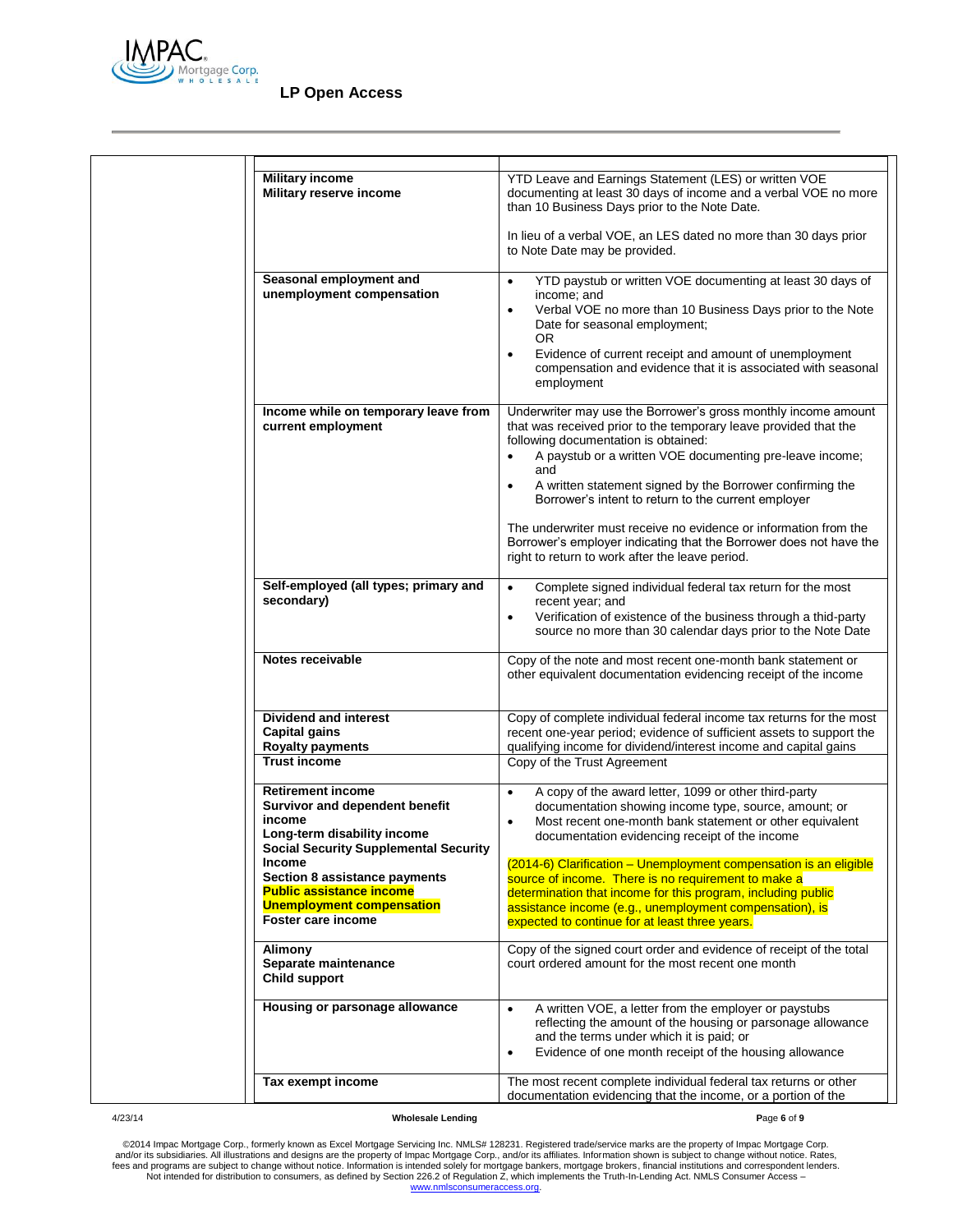| | |
|---|---|
| **Military income**<br>**Military reserve income** | YTD Leave and Earnings Statement (LES) or written VOE documenting at least 30 days of income and a verbal VOE no more than 10 Business Days prior to the Note Date.<br><br>In lieu of a verbal VOE, an LES dated no more than 30 days prior to Note Date may be provided. |
| **Seasonal employment and unemployment compensation** | • YTD paystub or written VOE documenting at least 30 days of income; and<br>• Verbal VOE no more than 10 Business Days prior to the Note Date for seasonal employment;<br>OR<br>• Evidence of current receipt and amount of unemployment compensation and evidence that it is associated with seasonal employment |
| **Income while on temporary leave from current employment** | Underwriter may use the Borrower's gross monthly income amount that was received prior to the temporary leave provided that the following documentation is obtained:<br>• A paystub or a written VOE documenting pre-leave income; and<br>• A written statement signed by the Borrower confirming the Borrower's intent to return to the current employer<br><br>The underwriter must receive no evidence or information from the Borrower's employer indicating that the Borrower does not have the right to return to work after the leave period. |
| **Self-employed (all types; primary and secondary)** | • Complete signed individual federal tax return for the most recent year; and<br>• Verification of existence of the business through a thid-party source no more than 30 calendar days prior to the Note Date |
| **Notes receivable** | Copy of the note and most recent one-month bank statement or other equivalent documentation evidencing receipt of the income |
| **Dividend and interest**<br>**Capital gains**<br>**Royalty payments** | Copy of complete individual federal income tax returns for the most recent one-year period; evidence of sufficient assets to support the qualifying income for dividend/interest income and capital gains |
| **Trust income** | Copy of the Trust Agreement |
| **Retirement income**<br>**Survivor and dependent benefit income**<br>**Long-term disability income**<br>**Social Security Supplemental Security Income**<br>**Section 8 assistance payments**<br>**Public assistance income**<br>**Unemployment compensation**<br>**Foster care income** | • A copy of the award letter, 1099 or other third-party documentation showing income type, source, amount; or<br>• Most recent one-month bank statement or other equivalent documentation evidencing receipt of the income<br><br>(2014-6) Clarification – Unemployment compensation is an eligible source of income. There is no requirement to make a determination that income for this program, including public assistance income (e.g., unemployment compensation), is expected to continue for at least three years. |
| **Alimony**<br>**Separate maintenance**<br>**Child support** | Copy of the signed court order and evidence of receipt of the total court ordered amount for the most recent one month |
| **Housing or parsonage allowance** | • A written VOE, a letter from the employer or paystubs reflecting the amount of the housing or parsonage allowance and the terms under which it is paid; or<br>• Evidence of one month receipt of the housing allowance |
| **Tax exempt income** | The most recent complete individual federal tax returns or other documentation evidencing that the income, or a portion of the |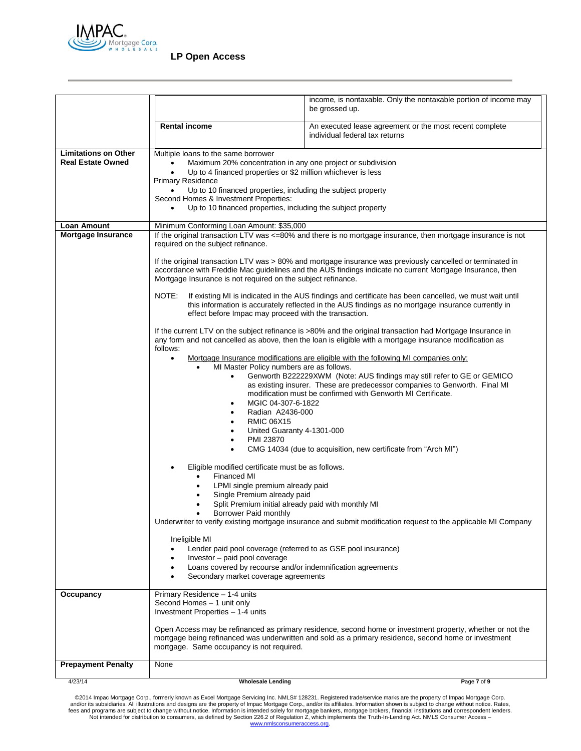# LP Open Access

| | |
|---|---|
| | income, is nontaxable. Only the nontaxable portion of income may be grossed up. |
| | **Rental income** — An executed lease agreement or the most recent complete individual federal tax returns |
| **Limitations on Other Real Estate Owned** | Multiple loans to the same borrower<br>• Maximum 20% concentration in any one project or subdivision<br>• Up to 4 financed properties or $2 million whichever is less<br>Primary Residence<br>• Up to 10 financed properties, including the subject property<br>Second Homes & Investment Properties:<br>• Up to 10 financed properties, including the subject property |
| **Loan Amount** | Minimum Conforming Loan Amount: $35,000 |
| **Mortgage Insurance** | If the original transaction LTV was <=80% and there is no mortgage insurance, then mortgage insurance is not required on the subject refinance.<br><br>If the original transaction LTV was > 80% and mortgage insurance was previously cancelled or terminated in accordance with Freddie Mac guidelines and the AUS findings indicate no current Mortgage Insurance, then Mortgage Insurance is not required on the subject refinance.<br><br>NOTE: If existing MI is indicated in the AUS findings and certificate has been cancelled, we must wait until this information is accurately reflected in the AUS findings as no mortgage insurance currently in effect before Impac may proceed with the transaction.<br><br>If the current LTV on the subject refinance is >80% and the original transaction had Mortgage Insurance in any form and not cancelled as above, then the loan is eligible with a mortgage insurance modification as follows:<br>• <u>Mortgage Insurance modifications are eligible with the following MI companies only:</u><br>&nbsp;&nbsp;• MI Master Policy numbers are as follows.<br>&nbsp;&nbsp;&nbsp;&nbsp;• Genworth B222229XWM (Note: AUS findings may still refer to GE or GEMICO as existing insurer. These are predecessor companies to Genworth. Final MI modification must be confirmed with Genworth MI Certificate.<br>&nbsp;&nbsp;&nbsp;&nbsp;• MGIC 04-307-6-1822<br>&nbsp;&nbsp;&nbsp;&nbsp;• Radian A2436-000<br>&nbsp;&nbsp;&nbsp;&nbsp;• RMIC 06X15<br>&nbsp;&nbsp;&nbsp;&nbsp;• United Guaranty 4-1301-000<br>&nbsp;&nbsp;&nbsp;&nbsp;• PMI 23870<br>&nbsp;&nbsp;&nbsp;&nbsp;• CMG 14034 (due to acquisition, new certificate from "Arch MI")<br><br>• Eligible modified certificate must be as follows.<br>&nbsp;&nbsp;• Financed MI<br>&nbsp;&nbsp;• LPMI single premium already paid<br>&nbsp;&nbsp;• Single Premium already paid<br>&nbsp;&nbsp;• Split Premium initial already paid with monthly MI<br>&nbsp;&nbsp;• Borrower Paid monthly<br>Underwriter to verify existing mortgage insurance and submit modification request to the applicable MI Company<br><br>Ineligible MI<br>• Lender paid pool coverage (referred to as GSE pool insurance)<br>• Investor – paid pool coverage<br>• Loans covered by recourse and/or indemnification agreements<br>• Secondary market coverage agreements |
| **Occupancy** | Primary Residence – 1-4 units<br>Second Homes – 1 unit only<br>Investment Properties – 1-4 units<br><br>Open Access may be refinanced as primary residence, second home or investment property, whether or not the mortgage being refinanced was underwritten and sold as a primary residence, second home or investment mortgage. Same occupancy is not required. |
| **Prepayment Penalty** | None |

©2014 Impac Mortgage Corp., formerly known as Excel Mortgage Servicing Inc. NMLS# 128231. Registered trade/service marks are the property of Impac Mortgage Corp. and/or its subsidiaries. All illustrations and designs are the property of Impac Mortgage Corp., and/or its affiliates. Information shown is subject to change without notice. Rates, fees and programs are subject to change without notice. Information is intended solely for mortgage bankers, mortgage brokers, financial institutions and correspondent lenders. Not intended for distribution to consumers, as defined by Section 226.2 of Regulation Z, which implements the Truth-In-Lending Act. NMLS Consumer Access – www.nmlsconsumeraccess.org.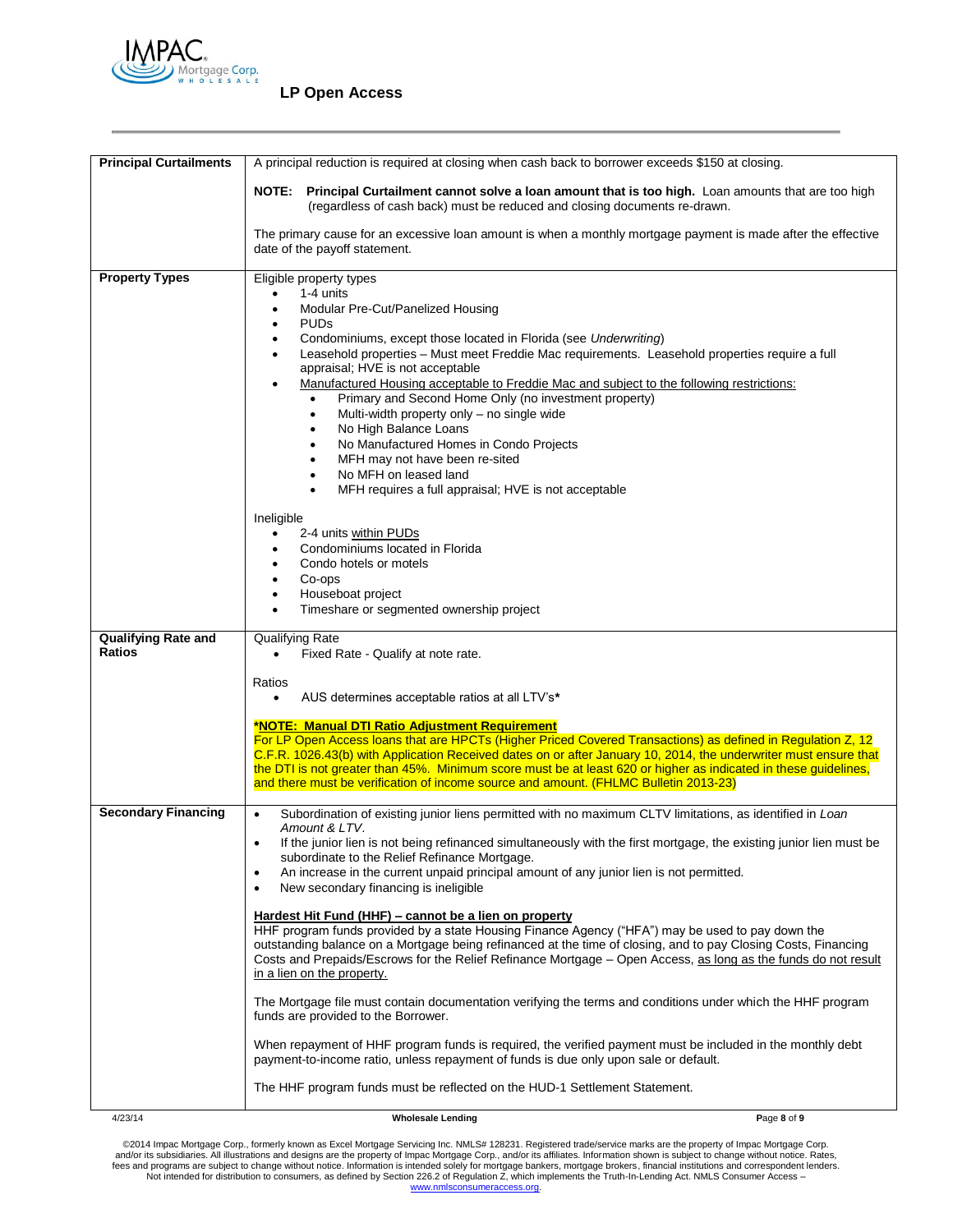| | |
|---|---|
| **Principal Curtailments** | A principal reduction is required at closing when cash back to borrower exceeds $150 at closing.<br><br>**NOTE: Principal Curtailment cannot solve a loan amount that is too high.** Loan amounts that are too high (regardless of cash back) must be reduced and closing documents re-drawn.<br><br>The primary cause for an excessive loan amount is when a monthly mortgage payment is made after the effective date of the payoff statement. |
| **Property Types** | Eligible property types<br>• 1-4 units<br>• Modular Pre-Cut/Panelized Housing<br>• PUDs<br>• Condominiums, except those located in Florida (see *Underwriting*)<br>• Leasehold properties – Must meet Freddie Mac requirements. Leasehold properties require a full appraisal; HVE is not acceptable<br>• Manufactured Housing acceptable to Freddie Mac and subject to the following restrictions:<br>&nbsp;&nbsp;&nbsp;&nbsp;• Primary and Second Home Only (no investment property)<br>&nbsp;&nbsp;&nbsp;&nbsp;• Multi-width property only – no single wide<br>&nbsp;&nbsp;&nbsp;&nbsp;• No High Balance Loans<br>&nbsp;&nbsp;&nbsp;&nbsp;• No Manufactured Homes in Condo Projects<br>&nbsp;&nbsp;&nbsp;&nbsp;• MFH may not have been re-sited<br>&nbsp;&nbsp;&nbsp;&nbsp;• No MFH on leased land<br>&nbsp;&nbsp;&nbsp;&nbsp;• MFH requires a full appraisal; HVE is not acceptable<br><br>Ineligible<br>• 2-4 units within PUDs<br>• Condominiums located in Florida<br>• Condo hotels or motels<br>• Co-ops<br>• Houseboat project<br>• Timeshare or segmented ownership project |
| **Qualifying Rate and Ratios** | Qualifying Rate<br>• Fixed Rate - Qualify at note rate.<br><br>Ratios<br>• AUS determines acceptable ratios at all LTV's**<br><br>***NOTE: Manual DTI Ratio Adjustment Requirement**<br>For LP Open Access loans that are HPCTs (Higher Priced Covered Transactions) as defined in Regulation Z, 12 C.F.R. 1026.43(b) with Application Received dates on or after January 10, 2014, the underwriter must ensure that the DTI is not greater than 45%. Minimum score must be at least 620 or higher as indicated in these guidelines, and there must be verification of income source and amount. (FHLMC Bulletin 2013-23) |
| **Secondary Financing** | • Subordination of existing junior liens permitted with no maximum CLTV limitations, as identified in *Loan Amount & LTV*.<br>• If the junior lien is not being refinanced simultaneously with the first mortgage, the existing junior lien must be subordinate to the Relief Refinance Mortgage.<br>• An increase in the current unpaid principal amount of any junior lien is not permitted.<br>• New secondary financing is ineligible<br><br>**Hardest Hit Fund (HHF) – cannot be a lien on property**<br>HHF program funds provided by a state Housing Finance Agency ("HFA") may be used to pay down the outstanding balance on a Mortgage being refinanced at the time of closing, and to pay Closing Costs, Financing Costs and Prepaids/Escrows for the Relief Refinance Mortgage – Open Access, as long as the funds do not result in a lien on the property.<br><br>The Mortgage file must contain documentation verifying the terms and conditions under which the HHF program funds are provided to the Borrower.<br><br>When repayment of HHF program funds is required, the verified payment must be included in the monthly debt payment-to-income ratio, unless repayment of funds is due only upon sale or default.<br><br>The HHF program funds must be reflected on the HUD-1 Settlement Statement. |

©2014 Impac Mortgage Corp., formerly known as Excel Mortgage Servicing Inc. NMLS# 128231. Registered trade/service marks are the property of Impac Mortgage Corp. and/or its subsidiaries. All illustrations and designs are the property of Impac Mortgage Corp., and/or its affiliates. Information shown is subject to change without notice. Rates, fees and programs are subject to change without notice. Information is intended solely for mortgage bankers, mortgage brokers, financial institutions and correspondent lenders. Not intended for distribution to consumers, as defined by Section 226.2 of Regulation Z, which implements the Truth-In-Lending Act. NMLS Consumer Access – www.nmlsconsumeraccess.org.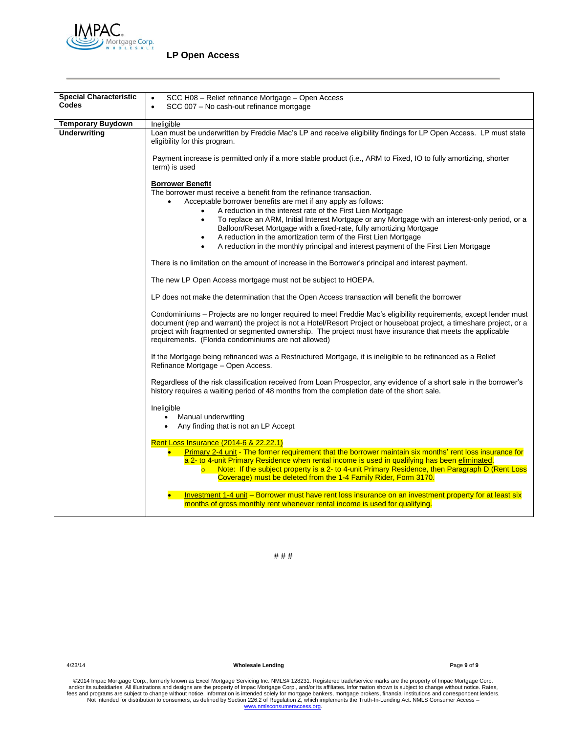**LP Open Access**

| | |
|---|---|
| **Special Characteristic Codes** | • SCC H08 – Relief refinance Mortgage – Open Access<br>• SCC 007 – No cash-out refinance mortgage |
| **Temporary Buydown** | Ineligible |
| **Underwriting** | Loan must be underwritten by Freddie Mac's LP and receive eligibility findings for LP Open Access. LP must state eligibility for this program.<br><br>Payment increase is permitted only if a more stable product (i.e., ARM to Fixed, IO to fully amortizing, shorter term) is used<br><br>**Borrower Benefit**<br>The borrower must receive a benefit from the refinance transaction.<br>• Acceptable borrower benefits are met if any apply as follows:<br>  ◦ A reduction in the interest rate of the First Lien Mortgage<br>  ◦ To replace an ARM, Initial Interest Mortgage or any Mortgage with an interest-only period, or a Balloon/Reset Mortgage with a fixed-rate, fully amortizing Mortgage<br>  ◦ A reduction in the amortization term of the First Lien Mortgage<br>  ◦ A reduction in the monthly principal and interest payment of the First Lien Mortgage<br><br>There is no limitation on the amount of increase in the Borrower's principal and interest payment.<br><br>The new LP Open Access mortgage must not be subject to HOEPA.<br><br>LP does not make the determination that the Open Access transaction will benefit the borrower<br><br>Condominiums – Projects are no longer required to meet Freddie Mac's eligibility requirements, except lender must document (rep and warrant) the project is not a Hotel/Resort Project or houseboat project, a timeshare project, or a project with fragmented or segmented ownership. The project must have insurance that meets the applicable requirements. (Florida condominiums are not allowed)<br><br>If the Mortgage being refinanced was a Restructured Mortgage, it is ineligible to be refinanced as a Relief Refinance Mortgage – Open Access.<br><br>Regardless of the risk classification received from Loan Prospector, any evidence of a short sale in the borrower's history requires a waiting period of 48 months from the completion date of the short sale.<br><br>Ineligible<br>• Manual underwriting<br>• Any finding that is not an LP Accept<br><br>Rent Loss Insurance (2014-6 & 22.22.1)<br>• Primary 2-4 unit - The former requirement that the borrower maintain six months' rent loss insurance for a 2- to 4-unit Primary Residence when rental income is used in qualifying has been eliminated.<br>  ◦ Note: If the subject property is a 2- to 4-unit Primary Residence, then Paragraph D (Rent Loss Coverage) must be deleted from the 1-4 Family Rider, Form 3170.<br><br>• Investment 1-4 unit – Borrower must have rent loss insurance on an investment property for at least six months of gross monthly rent whenever rental income is used for qualifying. |

# # #

4/23/14 Wholesale Lending

©2014 Impac Mortgage Corp., formerly known as Excel Mortgage Servicing Inc. NMLS# 128231. Registered trade/service marks are the property of Impac Mortgage Corp. and/or its subsidiaries. All illustrations and designs are the property of Impac Mortgage Corp., and/or its affiliates. Information shown is subject to change without notice. Rates, fees and programs are subject to change without notice. Information is intended solely for mortgage bankers, mortgage brokers, financial institutions and correspondent lenders. Not intended for distribution to consumers, as defined by Section 226.2 of Regulation Z, which implements the Truth-In-Lending Act. NMLS Consumer Access – www.nmlsconsumeraccess.org.